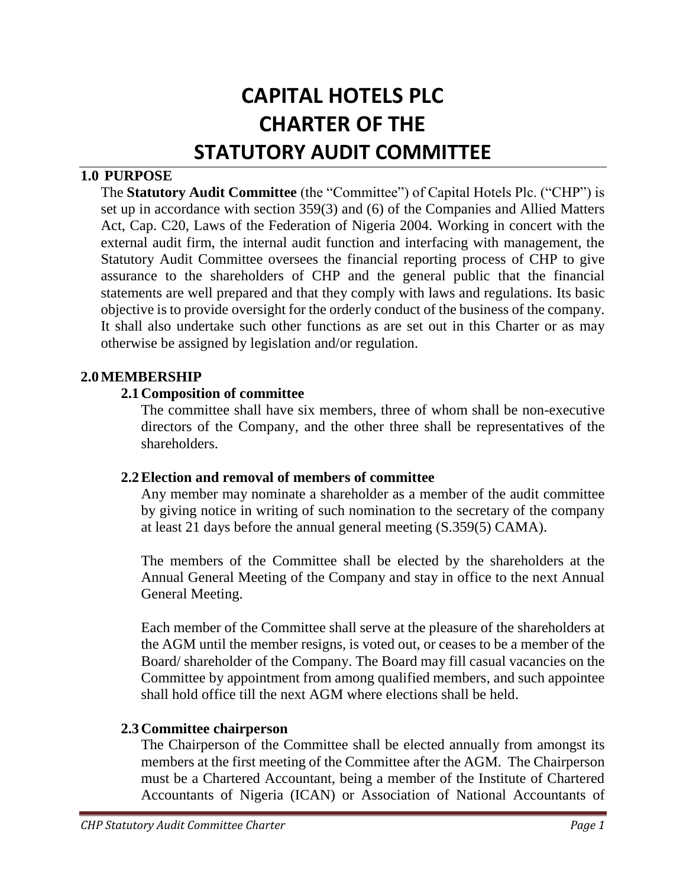# CAPITAL HOTELS PLC
# CHARTER OF THE
# STATUTORY AUDIT COMMITTEE

## 1.0 PURPOSE

The **Statutory Audit Committee** (the "Committee") of Capital Hotels Plc. ("CHP") is set up in accordance with section 359(3) and (6) of the Companies and Allied Matters Act, Cap. C20, Laws of the Federation of Nigeria 2004. Working in concert with the external audit firm, the internal audit function and interfacing with management, the Statutory Audit Committee oversees the financial reporting process of CHP to give assurance to the shareholders of CHP and the general public that the financial statements are well prepared and that they comply with laws and regulations. Its basic objective is to provide oversight for the orderly conduct of the business of the company. It shall also undertake such other functions as are set out in this Charter or as may otherwise be assigned by legislation and/or regulation.

## 2.0 MEMBERSHIP

### 2.1 Composition of committee

The committee shall have six members, three of whom shall be non-executive directors of the Company, and the other three shall be representatives of the shareholders.

### 2.2 Election and removal of members of committee

Any member may nominate a shareholder as a member of the audit committee by giving notice in writing of such nomination to the secretary of the company at least 21 days before the annual general meeting (S.359(5) CAMA).

The members of the Committee shall be elected by the shareholders at the Annual General Meeting of the Company and stay in office to the next Annual General Meeting.

Each member of the Committee shall serve at the pleasure of the shareholders at the AGM until the member resigns, is voted out, or ceases to be a member of the Board/ shareholder of the Company. The Board may fill casual vacancies on the Committee by appointment from among qualified members, and such appointee shall hold office till the next AGM where elections shall be held.

### 2.3 Committee chairperson

The Chairperson of the Committee shall be elected annually from amongst its members at the first meeting of the Committee after the AGM. The Chairperson must be a Chartered Accountant, being a member of the Institute of Chartered Accountants of Nigeria (ICAN) or Association of National Accountants of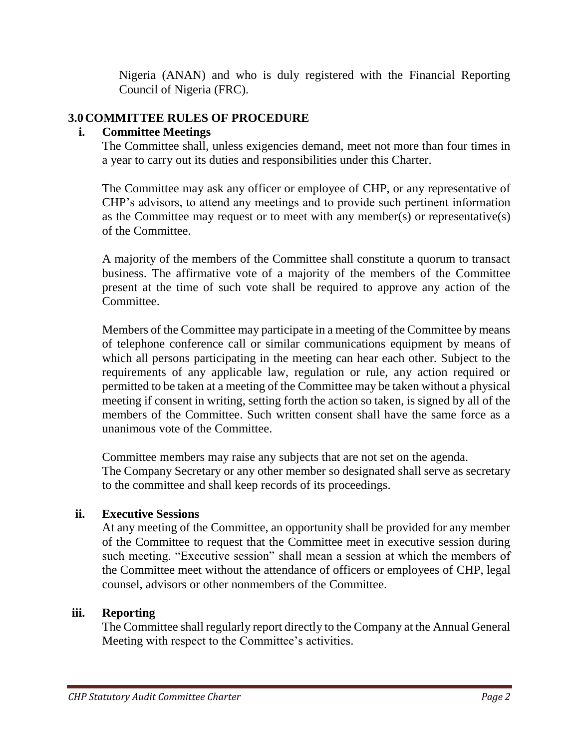Nigeria (ANAN) and who is duly registered with the Financial Reporting Council of Nigeria (FRC).

## 3.0 COMMITTEE RULES OF PROCEDURE

### i. Committee Meetings

The Committee shall, unless exigencies demand, meet not more than four times in a year to carry out its duties and responsibilities under this Charter.

The Committee may ask any officer or employee of CHP, or any representative of CHP's advisors, to attend any meetings and to provide such pertinent information as the Committee may request or to meet with any member(s) or representative(s) of the Committee.

A majority of the members of the Committee shall constitute a quorum to transact business. The affirmative vote of a majority of the members of the Committee present at the time of such vote shall be required to approve any action of the Committee.

Members of the Committee may participate in a meeting of the Committee by means of telephone conference call or similar communications equipment by means of which all persons participating in the meeting can hear each other. Subject to the requirements of any applicable law, regulation or rule, any action required or permitted to be taken at a meeting of the Committee may be taken without a physical meeting if consent in writing, setting forth the action so taken, is signed by all of the members of the Committee. Such written consent shall have the same force as a unanimous vote of the Committee.

Committee members may raise any subjects that are not set on the agenda.
The Company Secretary or any other member so designated shall serve as secretary to the committee and shall keep records of its proceedings.

### ii. Executive Sessions

At any meeting of the Committee, an opportunity shall be provided for any member of the Committee to request that the Committee meet in executive session during such meeting. "Executive session" shall mean a session at which the members of the Committee meet without the attendance of officers or employees of CHP, legal counsel, advisors or other nonmembers of the Committee.

### iii. Reporting

The Committee shall regularly report directly to the Company at the Annual General Meeting with respect to the Committee's activities.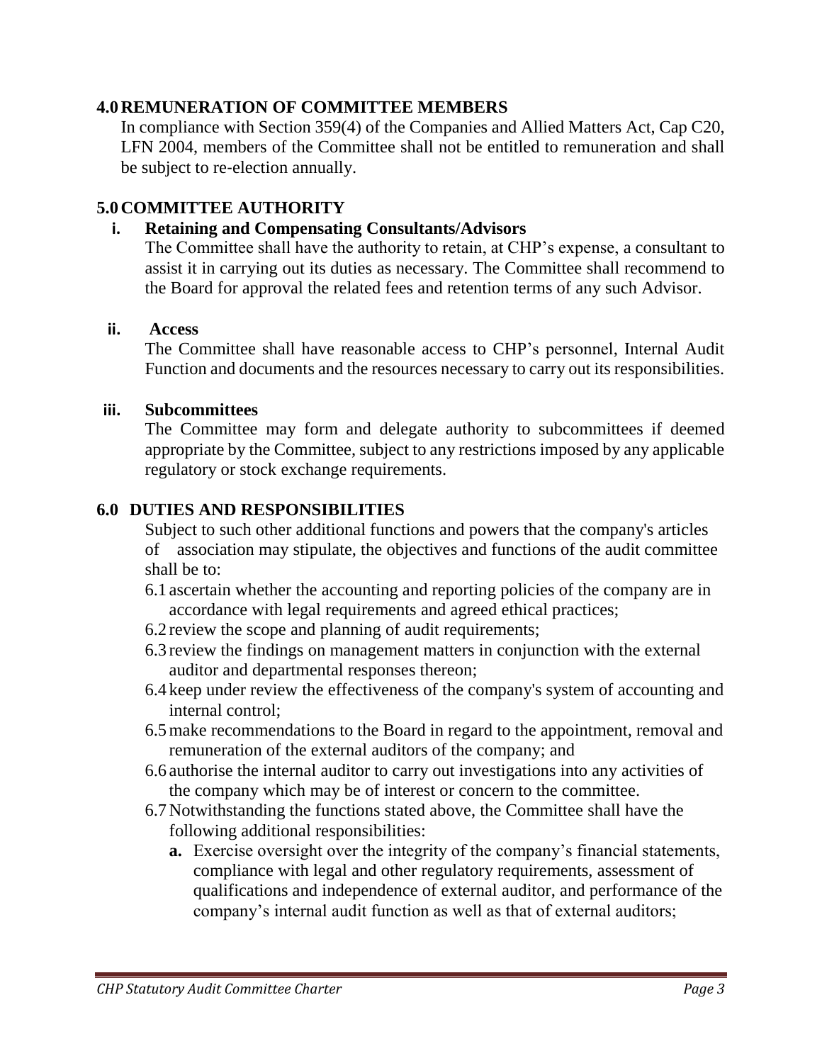## 4.0 REMUNERATION OF COMMITTEE MEMBERS

In compliance with Section 359(4) of the Companies and Allied Matters Act, Cap C20, LFN 2004, members of the Committee shall not be entitled to remuneration and shall be subject to re-election annually.

## 5.0 COMMITTEE AUTHORITY

### i. Retaining and Compensating Consultants/Advisors

The Committee shall have the authority to retain, at CHP's expense, a consultant to assist it in carrying out its duties as necessary. The Committee shall recommend to the Board for approval the related fees and retention terms of any such Advisor.

### ii. Access

The Committee shall have reasonable access to CHP's personnel, Internal Audit Function and documents and the resources necessary to carry out its responsibilities.

### iii. Subcommittees

The Committee may form and delegate authority to subcommittees if deemed appropriate by the Committee, subject to any restrictions imposed by any applicable regulatory or stock exchange requirements.

## 6.0 DUTIES AND RESPONSIBILITIES

Subject to such other additional functions and powers that the company's articles of association may stipulate, the objectives and functions of the audit committee shall be to:

6.1 ascertain whether the accounting and reporting policies of the company are in accordance with legal requirements and agreed ethical practices;

6.2 review the scope and planning of audit requirements;

6.3 review the findings on management matters in conjunction with the external auditor and departmental responses thereon;

6.4 keep under review the effectiveness of the company's system of accounting and internal control;

6.5 make recommendations to the Board in regard to the appointment, removal and remuneration of the external auditors of the company; and

6.6 authorise the internal auditor to carry out investigations into any activities of the company which may be of interest or concern to the committee.

6.7 Notwithstanding the functions stated above, the Committee shall have the following additional responsibilities:

- **a.** Exercise oversight over the integrity of the company's financial statements, compliance with legal and other regulatory requirements, assessment of qualifications and independence of external auditor, and performance of the company's internal audit function as well as that of external auditors;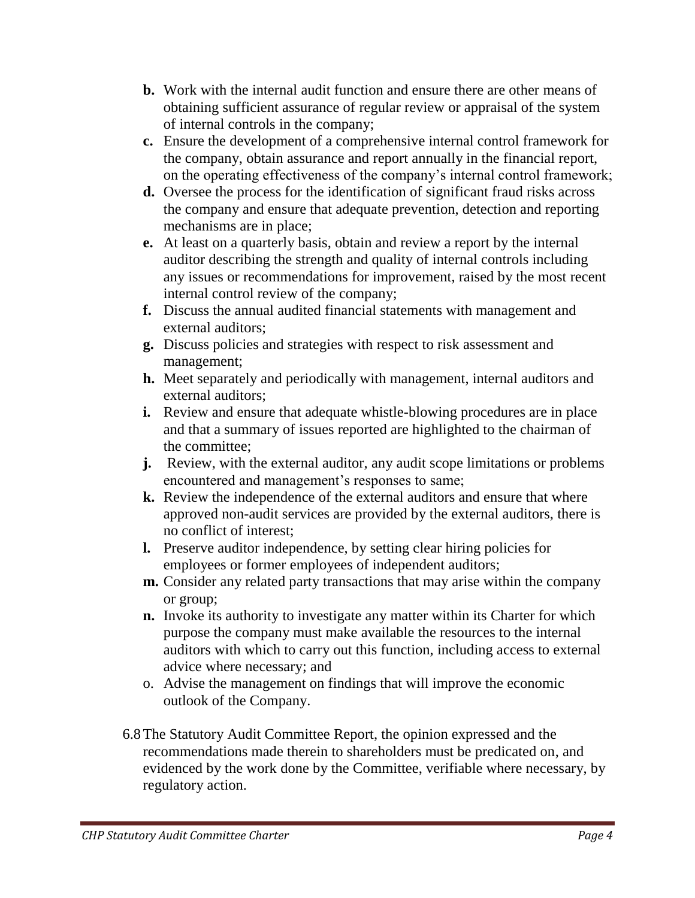- **b.** Work with the internal audit function and ensure there are other means of obtaining sufficient assurance of regular review or appraisal of the system of internal controls in the company;
- **c.** Ensure the development of a comprehensive internal control framework for the company, obtain assurance and report annually in the financial report, on the operating effectiveness of the company's internal control framework;
- **d.** Oversee the process for the identification of significant fraud risks across the company and ensure that adequate prevention, detection and reporting mechanisms are in place;
- **e.** At least on a quarterly basis, obtain and review a report by the internal auditor describing the strength and quality of internal controls including any issues or recommendations for improvement, raised by the most recent internal control review of the company;
- **f.** Discuss the annual audited financial statements with management and external auditors;
- **g.** Discuss policies and strategies with respect to risk assessment and management;
- **h.** Meet separately and periodically with management, internal auditors and external auditors;
- **i.** Review and ensure that adequate whistle-blowing procedures are in place and that a summary of issues reported are highlighted to the chairman of the committee;
- **j.** Review, with the external auditor, any audit scope limitations or problems encountered and management's responses to same;
- **k.** Review the independence of the external auditors and ensure that where approved non-audit services are provided by the external auditors, there is no conflict of interest;
- **l.** Preserve auditor independence, by setting clear hiring policies for employees or former employees of independent auditors;
- **m.** Consider any related party transactions that may arise within the company or group;
- **n.** Invoke its authority to investigate any matter within its Charter for which purpose the company must make available the resources to the internal auditors with which to carry out this function, including access to external advice where necessary; and
- o. Advise the management on findings that will improve the economic outlook of the Company.

6.8 The Statutory Audit Committee Report, the opinion expressed and the recommendations made therein to shareholders must be predicated on, and evidenced by the work done by the Committee, verifiable where necessary, by regulatory action.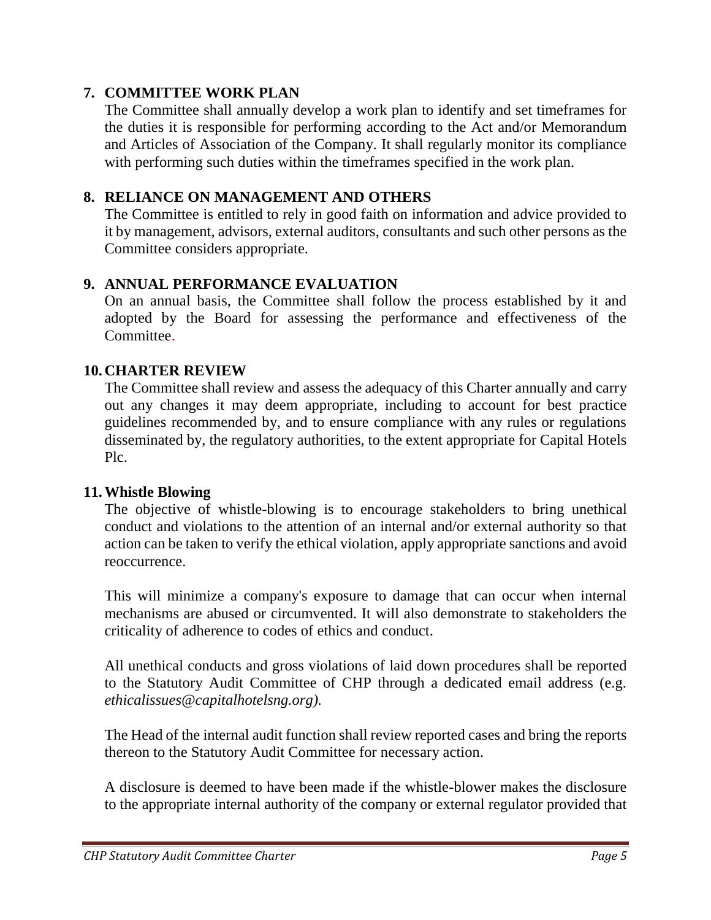## 7. COMMITTEE WORK PLAN

The Committee shall annually develop a work plan to identify and set timeframes for the duties it is responsible for performing according to the Act and/or Memorandum and Articles of Association of the Company. It shall regularly monitor its compliance with performing such duties within the timeframes specified in the work plan.

## 8. RELIANCE ON MANAGEMENT AND OTHERS

The Committee is entitled to rely in good faith on information and advice provided to it by management, advisors, external auditors, consultants and such other persons as the Committee considers appropriate.

## 9. ANNUAL PERFORMANCE EVALUATION

On an annual basis, the Committee shall follow the process established by it and adopted by the Board for assessing the performance and effectiveness of the Committee.

## 10. CHARTER REVIEW

The Committee shall review and assess the adequacy of this Charter annually and carry out any changes it may deem appropriate, including to account for best practice guidelines recommended by, and to ensure compliance with any rules or regulations disseminated by, the regulatory authorities, to the extent appropriate for Capital Hotels Plc.

## 11. Whistle Blowing

The objective of whistle-blowing is to encourage stakeholders to bring unethical conduct and violations to the attention of an internal and/or external authority so that action can be taken to verify the ethical violation, apply appropriate sanctions and avoid reoccurrence.

This will minimize a company's exposure to damage that can occur when internal mechanisms are abused or circumvented. It will also demonstrate to stakeholders the criticality of adherence to codes of ethics and conduct.

All unethical conducts and gross violations of laid down procedures shall be reported to the Statutory Audit Committee of CHP through a dedicated email address (e.g. *ethicalissues@capitalhotelsng.org).*

The Head of the internal audit function shall review reported cases and bring the reports thereon to the Statutory Audit Committee for necessary action.

A disclosure is deemed to have been made if the whistle-blower makes the disclosure to the appropriate internal authority of the company or external regulator provided that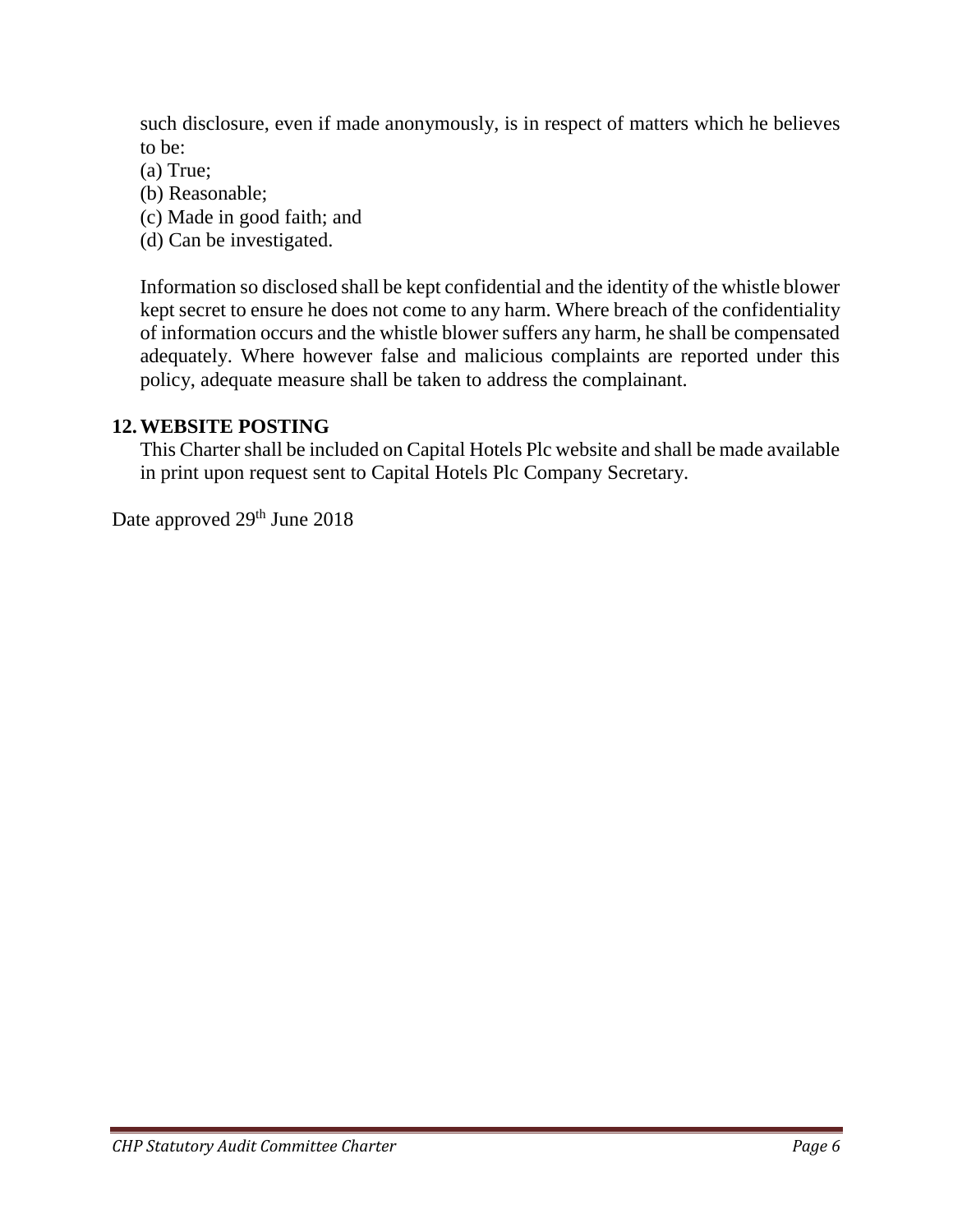such disclosure, even if made anonymously, is in respect of matters which he believes to be:

(a) True;
(b) Reasonable;
(c) Made in good faith; and
(d) Can be investigated.

Information so disclosed shall be kept confidential and the identity of the whistle blower kept secret to ensure he does not come to any harm. Where breach of the confidentiality of information occurs and the whistle blower suffers any harm, he shall be compensated adequately. Where however false and malicious complaints are reported under this policy, adequate measure shall be taken to address the complainant.

## 12. WEBSITE POSTING

This Charter shall be included on Capital Hotels Plc website and shall be made available in print upon request sent to Capital Hotels Plc Company Secretary.

Date approved 29th June 2018